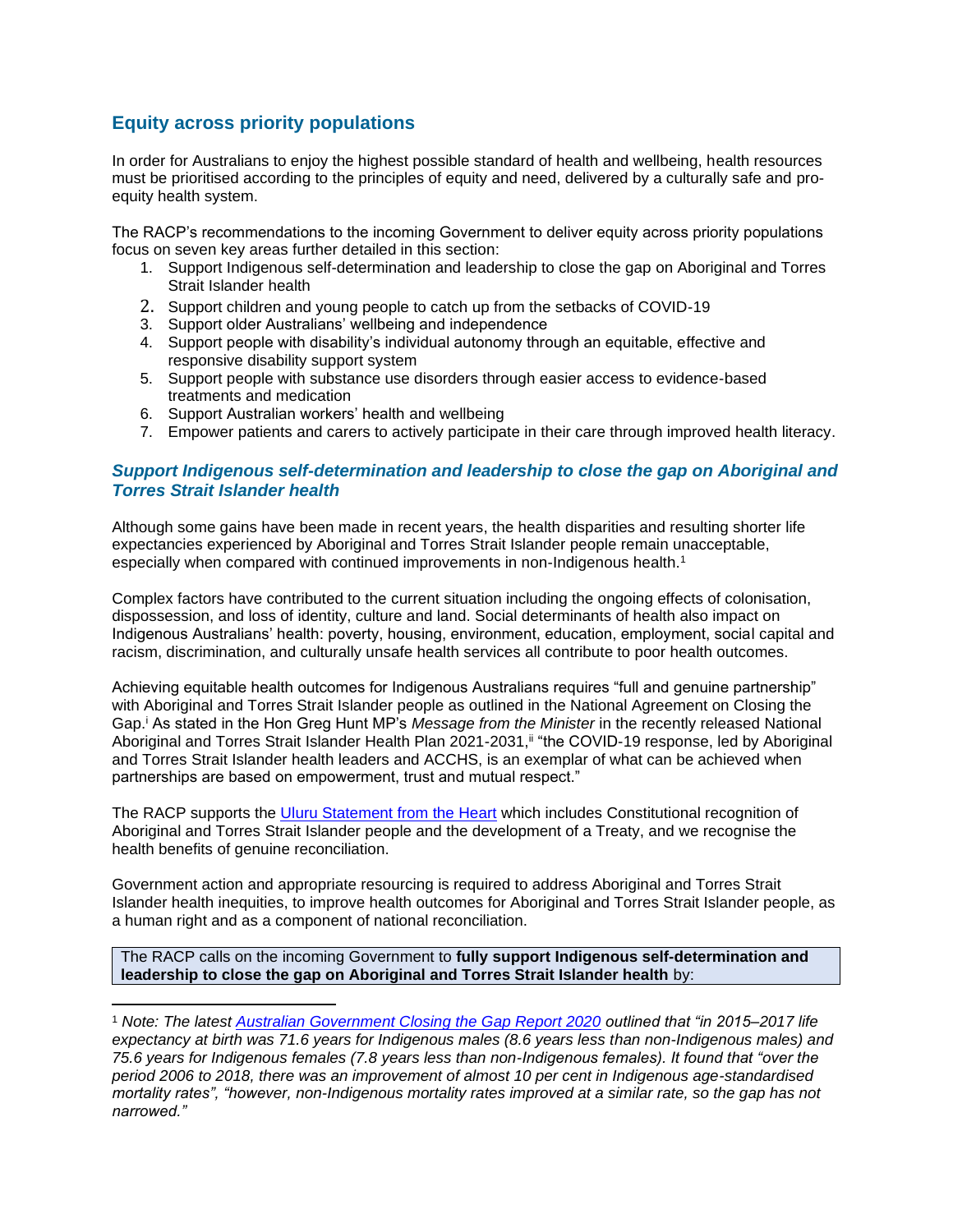## Equity across priority populations

In order for Australians to enjoy the highest possible standard of health and wellbeing, health resources must be prioritised according to the principles of equity and need, delivered by a culturally safe and pro-equity health system.

The RACP's recommendations to the incoming Government to deliver equity across priority populations focus on seven key areas further detailed in this section:

1. Support Indigenous self-determination and leadership to close the gap on Aboriginal and Torres Strait Islander health
2. Support children and young people to catch up from the setbacks of COVID-19
3. Support older Australians' wellbeing and independence
4. Support people with disability's individual autonomy through an equitable, effective and responsive disability support system
5. Support people with substance use disorders through easier access to evidence-based treatments and medication
6. Support Australian workers' health and wellbeing
7. Empower patients and carers to actively participate in their care through improved health literacy.

### *Support Indigenous self-determination and leadership to close the gap on Aboriginal and Torres Strait Islander health*

Although some gains have been made in recent years, the health disparities and resulting shorter life expectancies experienced by Aboriginal and Torres Strait Islander people remain unacceptable, especially when compared with continued improvements in non-Indigenous health.[1]

Complex factors have contributed to the current situation including the ongoing effects of colonisation, dispossession, and loss of identity, culture and land. Social determinants of health also impact on Indigenous Australians' health: poverty, housing, environment, education, employment, social capital and racism, discrimination, and culturally unsafe health services all contribute to poor health outcomes.

Achieving equitable health outcomes for Indigenous Australians requires "full and genuine partnership" with Aboriginal and Torres Strait Islander people as outlined in the National Agreement on Closing the Gap.[i] As stated in the Hon Greg Hunt MP's *Message from the Minister* in the recently released National Aboriginal and Torres Strait Islander Health Plan 2021-2031,[ii] "the COVID-19 response, led by Aboriginal and Torres Strait Islander health leaders and ACCHS, is an exemplar of what can be achieved when partnerships are based on empowerment, trust and mutual respect."

The RACP supports the [Uluru Statement from the Heart]() which includes Constitutional recognition of Aboriginal and Torres Strait Islander people and the development of a Treaty, and we recognise the health benefits of genuine reconciliation.

Government action and appropriate resourcing is required to address Aboriginal and Torres Strait Islander health inequities, to improve health outcomes for Aboriginal and Torres Strait Islander people, as a human right and as a component of national reconciliation.

The RACP calls on the incoming Government to **fully support Indigenous self-determination and leadership to close the gap on Aboriginal and Torres Strait Islander health** by:

---

[1] *Note: The latest [Australian Government Closing the Gap Report 2020]() outlined that "in 2015–2017 life expectancy at birth was 71.6 years for Indigenous males (8.6 years less than non-Indigenous males) and 75.6 years for Indigenous females (7.8 years less than non-Indigenous females). It found that "over the period 2006 to 2018, there was an improvement of almost 10 per cent in Indigenous age-standardised mortality rates", "however, non-Indigenous mortality rates improved at a similar rate, so the gap has not narrowed."*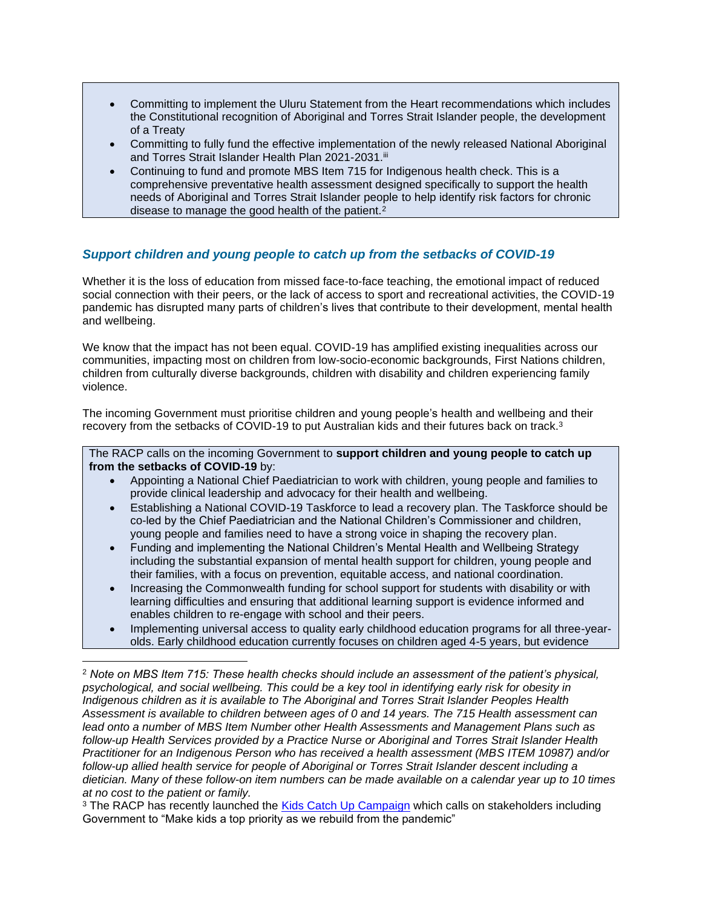- Committing to implement the Uluru Statement from the Heart recommendations which includes the Constitutional recognition of Aboriginal and Torres Strait Islander people, the development of a Treaty
- Committing to fully fund the effective implementation of the newly released National Aboriginal and Torres Strait Islander Health Plan 2021-2031.[iii]
- Continuing to fund and promote MBS Item 715 for Indigenous health check. This is a comprehensive preventative health assessment designed specifically to support the health needs of Aboriginal and Torres Strait Islander people to help identify risk factors for chronic disease to manage the good health of the patient.[2]

### *Support children and young people to catch up from the setbacks of COVID-19*

Whether it is the loss of education from missed face-to-face teaching, the emotional impact of reduced social connection with their peers, or the lack of access to sport and recreational activities, the COVID-19 pandemic has disrupted many parts of children's lives that contribute to their development, mental health and wellbeing.

We know that the impact has not been equal. COVID-19 has amplified existing inequalities across our communities, impacting most on children from low-socio-economic backgrounds, First Nations children, children from culturally diverse backgrounds, children with disability and children experiencing family violence.

The incoming Government must prioritise children and young people's health and wellbeing and their recovery from the setbacks of COVID-19 to put Australian kids and their futures back on track.[3]

The RACP calls on the incoming Government to **support children and young people to catch up from the setbacks of COVID-19** by:

- Appointing a National Chief Paediatrician to work with children, young people and families to provide clinical leadership and advocacy for their health and wellbeing.
- Establishing a National COVID-19 Taskforce to lead a recovery plan. The Taskforce should be co-led by the Chief Paediatrician and the National Children's Commissioner and children, young people and families need to have a strong voice in shaping the recovery plan.
- Funding and implementing the National Children's Mental Health and Wellbeing Strategy including the substantial expansion of mental health support for children, young people and their families, with a focus on prevention, equitable access, and national coordination.
- Increasing the Commonwealth funding for school support for students with disability or with learning difficulties and ensuring that additional learning support is evidence informed and enables children to re-engage with school and their peers.
- Implementing universal access to quality early childhood education programs for all three-year-olds. Early childhood education currently focuses on children aged 4-5 years, but evidence

---

[2] *Note on MBS Item 715: These health checks should include an assessment of the patient's physical, psychological, and social wellbeing. This could be a key tool in identifying early risk for obesity in Indigenous children as it is available to The Aboriginal and Torres Strait Islander Peoples Health Assessment is available to children between ages of 0 and 14 years. The 715 Health assessment can lead onto a number of MBS Item Number other Health Assessments and Management Plans such as follow-up Health Services provided by a Practice Nurse or Aboriginal and Torres Strait Islander Health Practitioner for an Indigenous Person who has received a health assessment (MBS ITEM 10987) and/or follow-up allied health service for people of Aboriginal or Torres Strait Islander descent including a dietician. Many of these follow-on item numbers can be made available on a calendar year up to 10 times at no cost to the patient or family.*

[3] The RACP has recently launched the Kids Catch Up Campaign which calls on stakeholders including Government to "Make kids a top priority as we rebuild from the pandemic"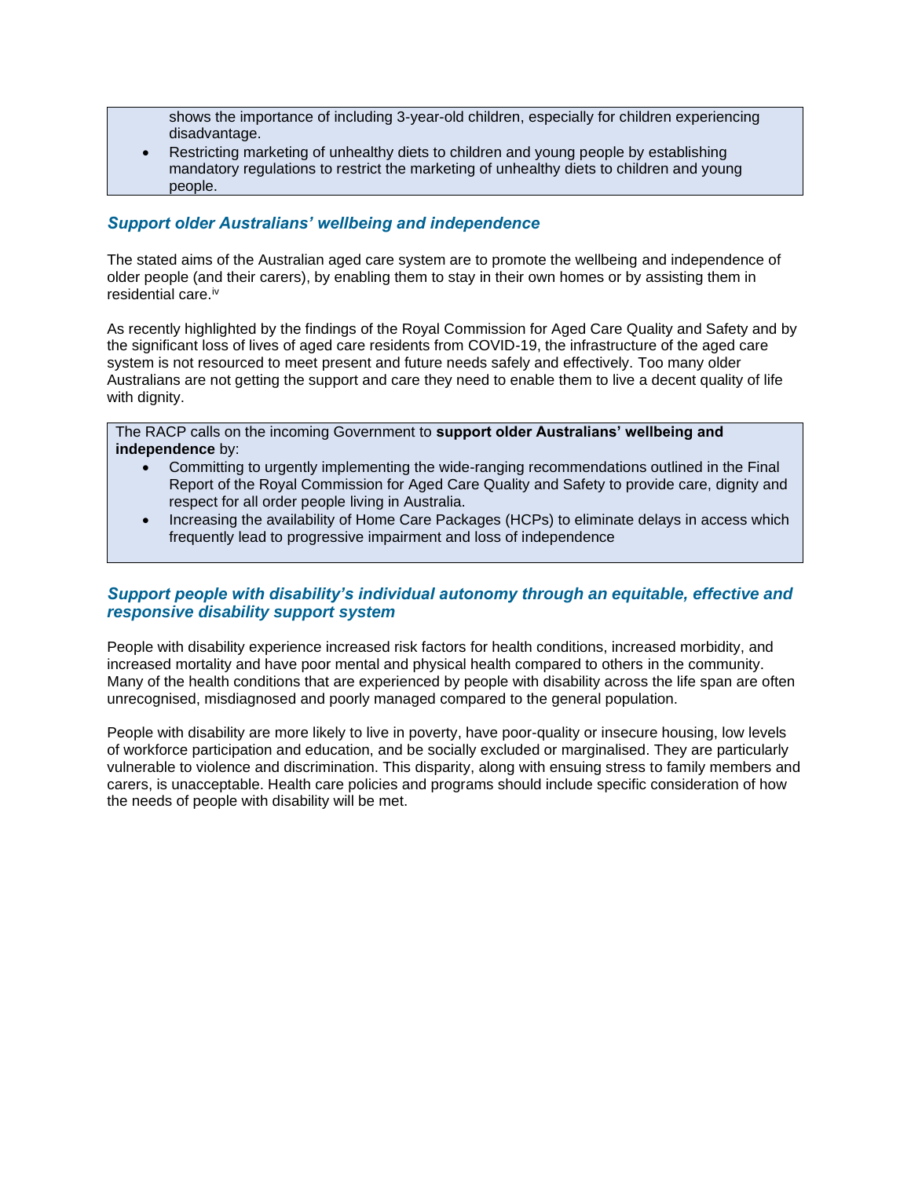shows the importance of including 3-year-old children, especially for children experiencing disadvantage.

- Restricting marketing of unhealthy diets to children and young people by establishing mandatory regulations to restrict the marketing of unhealthy diets to children and young people.

### *Support older Australians' wellbeing and independence*

The stated aims of the Australian aged care system are to promote the wellbeing and independence of older people (and their carers), by enabling them to stay in their own homes or by assisting them in residential care.[iv]

As recently highlighted by the findings of the Royal Commission for Aged Care Quality and Safety and by the significant loss of lives of aged care residents from COVID-19, the infrastructure of the aged care system is not resourced to meet present and future needs safely and effectively. Too many older Australians are not getting the support and care they need to enable them to live a decent quality of life with dignity.

The RACP calls on the incoming Government to **support older Australians' wellbeing and independence** by:

- Committing to urgently implementing the wide-ranging recommendations outlined in the Final Report of the Royal Commission for Aged Care Quality and Safety to provide care, dignity and respect for all order people living in Australia.
- Increasing the availability of Home Care Packages (HCPs) to eliminate delays in access which frequently lead to progressive impairment and loss of independence

### *Support people with disability's individual autonomy through an equitable, effective and responsive disability support system*

People with disability experience increased risk factors for health conditions, increased morbidity, and increased mortality and have poor mental and physical health compared to others in the community. Many of the health conditions that are experienced by people with disability across the life span are often unrecognised, misdiagnosed and poorly managed compared to the general population.

People with disability are more likely to live in poverty, have poor-quality or insecure housing, low levels of workforce participation and education, and be socially excluded or marginalised. They are particularly vulnerable to violence and discrimination. This disparity, along with ensuing stress to family members and carers, is unacceptable. Health care policies and programs should include specific consideration of how the needs of people with disability will be met.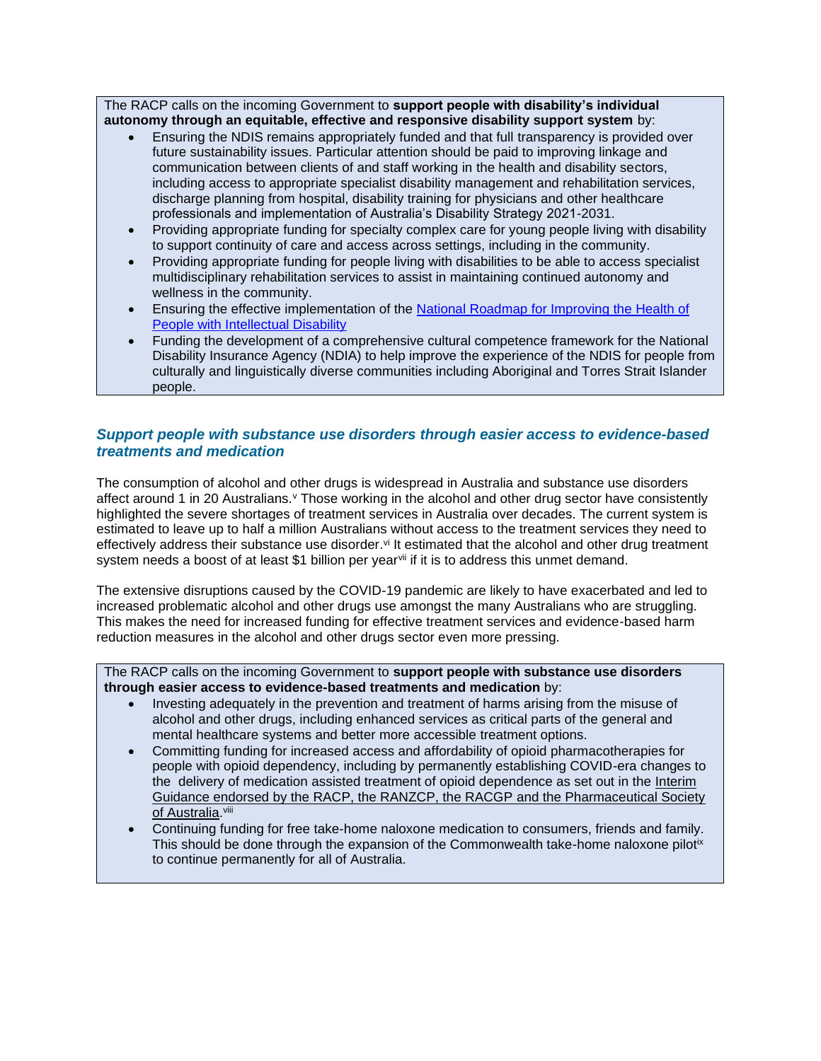The RACP calls on the incoming Government to **support people with disability's individual autonomy through an equitable, effective and responsive disability support system** by:

- Ensuring the NDIS remains appropriately funded and that full transparency is provided over future sustainability issues. Particular attention should be paid to improving linkage and communication between clients of and staff working in the health and disability sectors, including access to appropriate specialist disability management and rehabilitation services, discharge planning from hospital, disability training for physicians and other healthcare professionals and implementation of Australia's Disability Strategy 2021-2031.
- Providing appropriate funding for specialty complex care for young people living with disability to support continuity of care and access across settings, including in the community.
- Providing appropriate funding for people living with disabilities to be able to access specialist multidisciplinary rehabilitation services to assist in maintaining continued autonomy and wellness in the community.
- Ensuring the effective implementation of the National Roadmap for Improving the Health of People with Intellectual Disability
- Funding the development of a comprehensive cultural competence framework for the National Disability Insurance Agency (NDIA) to help improve the experience of the NDIS for people from culturally and linguistically diverse communities including Aboriginal and Torres Strait Islander people.

### *Support people with substance use disorders through easier access to evidence-based treatments and medication*

The consumption of alcohol and other drugs is widespread in Australia and substance use disorders affect around 1 in 20 Australians.[v] Those working in the alcohol and other drug sector have consistently highlighted the severe shortages of treatment services in Australia over decades. The current system is estimated to leave up to half a million Australians without access to the treatment services they need to effectively address their substance use disorder.[vi] It estimated that the alcohol and other drug treatment system needs a boost of at least $1 billion per year[vii] if it is to address this unmet demand.

The extensive disruptions caused by the COVID-19 pandemic are likely to have exacerbated and led to increased problematic alcohol and other drugs use amongst the many Australians who are struggling. This makes the need for increased funding for effective treatment services and evidence-based harm reduction measures in the alcohol and other drugs sector even more pressing.

The RACP calls on the incoming Government to **support people with substance use disorders through easier access to evidence-based treatments and medication** by:

- Investing adequately in the prevention and treatment of harms arising from the misuse of alcohol and other drugs, including enhanced services as critical parts of the general and mental healthcare systems and better more accessible treatment options.
- Committing funding for increased access and affordability of opioid pharmacotherapies for people with opioid dependency, including by permanently establishing COVID-era changes to the delivery of medication assisted treatment of opioid dependence as set out in the Interim Guidance endorsed by the RACP, the RANZCP, the RACGP and the Pharmaceutical Society of Australia.[viii]
- Continuing funding for free take-home naloxone medication to consumers, friends and family. This should be done through the expansion of the Commonwealth take-home naloxone pilot[ix] to continue permanently for all of Australia.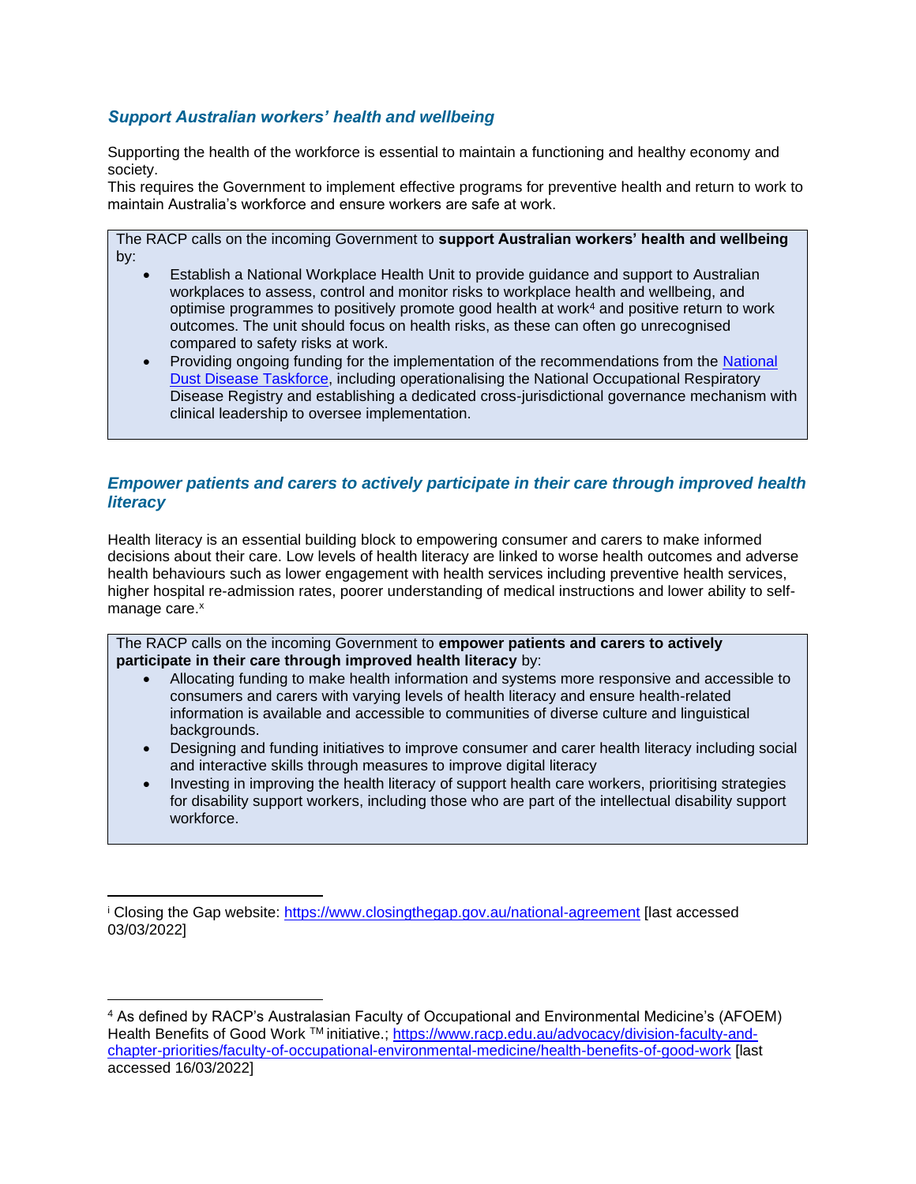### *Support Australian workers' health and wellbeing*

Supporting the health of the workforce is essential to maintain a functioning and healthy economy and society.
This requires the Government to implement effective programs for preventive health and return to work to maintain Australia's workforce and ensure workers are safe at work.

The RACP calls on the incoming Government to **support Australian workers' health and wellbeing** by:

- Establish a National Workplace Health Unit to provide guidance and support to Australian workplaces to assess, control and monitor risks to workplace health and wellbeing, and optimise programmes to positively promote good health at work[4] and positive return to work outcomes. The unit should focus on health risks, as these can often go unrecognised compared to safety risks at work.
- Providing ongoing funding for the implementation of the recommendations from the National Dust Disease Taskforce, including operationalising the National Occupational Respiratory Disease Registry and establishing a dedicated cross-jurisdictional governance mechanism with clinical leadership to oversee implementation.

### *Empower patients and carers to actively participate in their care through improved health literacy*

Health literacy is an essential building block to empowering consumer and carers to make informed decisions about their care. Low levels of health literacy are linked to worse health outcomes and adverse health behaviours such as lower engagement with health services including preventive health services, higher hospital re-admission rates, poorer understanding of medical instructions and lower ability to self-manage care.[x]

The RACP calls on the incoming Government to **empower patients and carers to actively participate in their care through improved health literacy** by:

- Allocating funding to make health information and systems more responsive and accessible to consumers and carers with varying levels of health literacy and ensure health-related information is available and accessible to communities of diverse culture and linguistical backgrounds.
- Designing and funding initiatives to improve consumer and carer health literacy including social and interactive skills through measures to improve digital literacy
- Investing in improving the health literacy of support health care workers, prioritising strategies for disability support workers, including those who are part of the intellectual disability support workforce.

---

[i] Closing the Gap website: https://www.closingthegap.gov.au/national-agreement [last accessed 03/03/2022]

---

[4] As defined by RACP's Australasian Faculty of Occupational and Environmental Medicine's (AFOEM) Health Benefits of Good Work ™ initiative.; https://www.racp.edu.au/advocacy/division-faculty-and-chapter-priorities/faculty-of-occupational-environmental-medicine/health-benefits-of-good-work [last accessed 16/03/2022]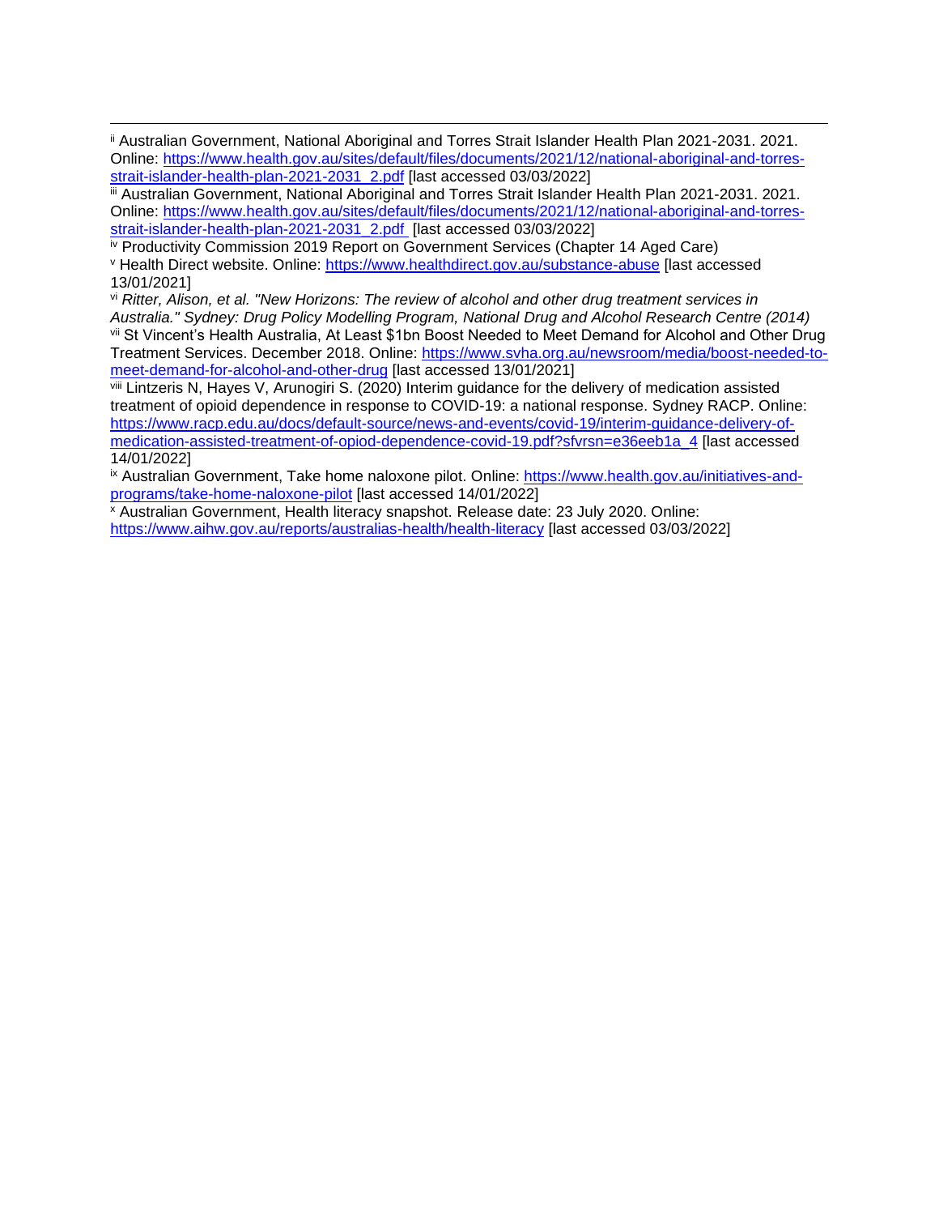---

[ii] Australian Government, National Aboriginal and Torres Strait Islander Health Plan 2021-2031. 2021. Online: https://www.health.gov.au/sites/default/files/documents/2021/12/national-aboriginal-and-torres-strait-islander-health-plan-2021-2031_2.pdf [last accessed 03/03/2022]

[iii] Australian Government, National Aboriginal and Torres Strait Islander Health Plan 2021-2031. 2021. Online: https://www.health.gov.au/sites/default/files/documents/2021/12/national-aboriginal-and-torres-strait-islander-health-plan-2021-2031_2.pdf [last accessed 03/03/2022]

[iv] Productivity Commission 2019 Report on Government Services (Chapter 14 Aged Care)

[v] Health Direct website. Online: https://www.healthdirect.gov.au/substance-abuse [last accessed 13/01/2021]

[vi] *Ritter, Alison, et al. "New Horizons: The review of alcohol and other drug treatment services in Australia." Sydney: Drug Policy Modelling Program, National Drug and Alcohol Research Centre (2014)*

[vii] St Vincent's Health Australia, At Least $1bn Boost Needed to Meet Demand for Alcohol and Other Drug Treatment Services. December 2018. Online: https://www.svha.org.au/newsroom/media/boost-needed-to-meet-demand-for-alcohol-and-other-drug [last accessed 13/01/2021]

[viii] Lintzeris N, Hayes V, Arunogiri S. (2020) Interim guidance for the delivery of medication assisted treatment of opioid dependence in response to COVID-19: a national response. Sydney RACP. Online: https://www.racp.edu.au/docs/default-source/news-and-events/covid-19/interim-guidance-delivery-of-medication-assisted-treatment-of-opiod-dependence-covid-19.pdf?sfvrsn=e36eeb1a_4 [last accessed 14/01/2022]

[ix] Australian Government, Take home naloxone pilot. Online: https://www.health.gov.au/initiatives-and-programs/take-home-naloxone-pilot [last accessed 14/01/2022]

[x] Australian Government, Health literacy snapshot. Release date: 23 July 2020. Online: https://www.aihw.gov.au/reports/australias-health/health-literacy [last accessed 03/03/2022]